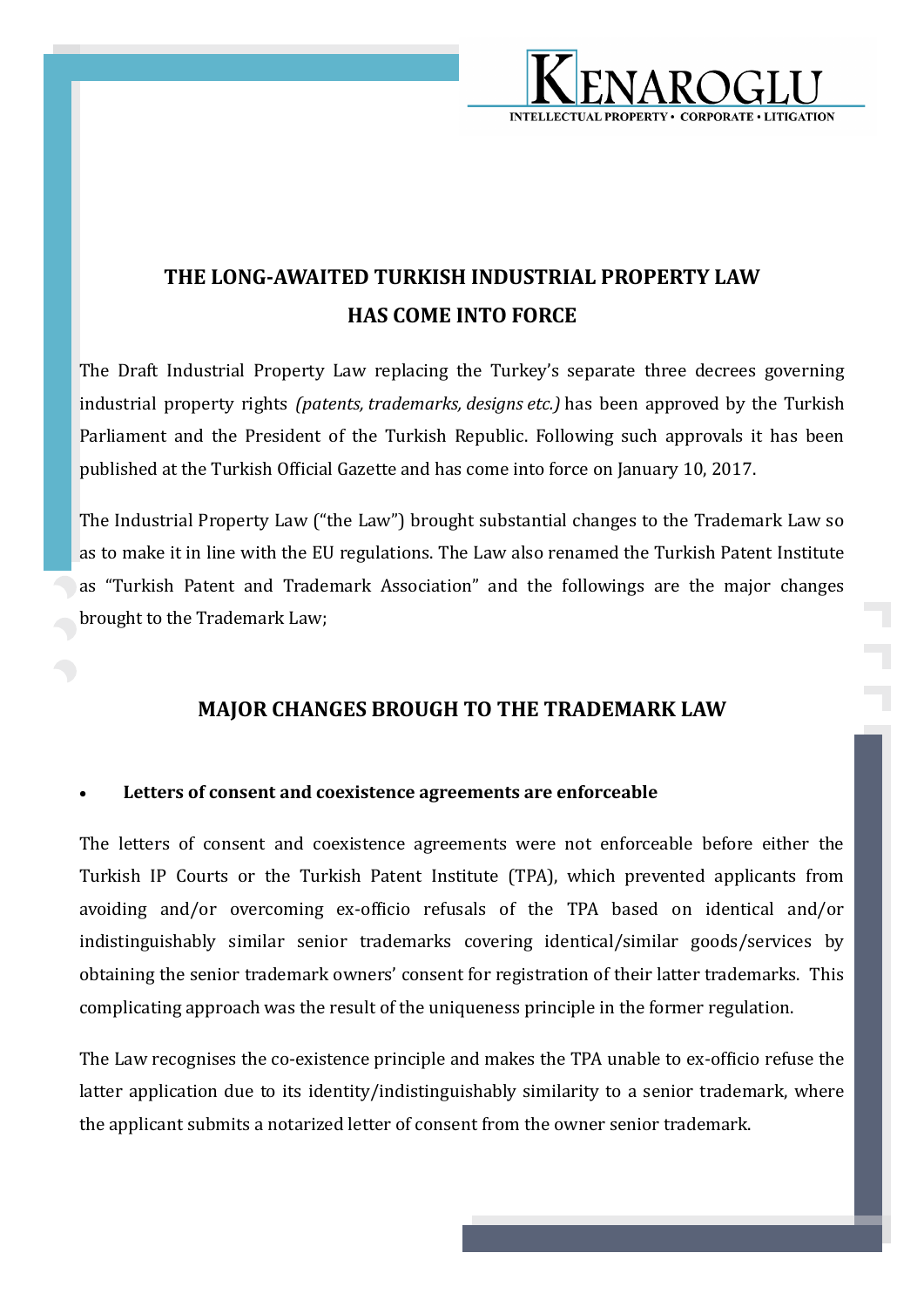# THE LONG-AWAITED TURKISH INDUSTRIAL PROPERTY LAW HAS COME INTO FORCE

The Draft Industrial Property Law replacing the Turkey's separate three decrees governing industrial property rights *(patents, trademarks, designs etc.)* has been approved by the Turkish Parliament and the President of the Turkish Republic. Following such approvals it has been published at the Turkish Official Gazette and has come into force on January 10, 2017.

The Industrial Property Law ("the Law") brought substantial changes to the Trademark Law so as to make it in line with the EU regulations. The Law also renamed the Turkish Patent Institute as "Turkish Patent and Trademark Association" and the followings are the major changes brought to the Trademark Law;

## MAJOR CHANGES BROUGH TO THE TRADEMARK LAW

- **Letters of consent and coexistence agreements are enforceable**

The letters of consent and coexistence agreements were not enforceable before either the Turkish IP Courts or the Turkish Patent Institute (TPA), which prevented applicants from avoiding and/or overcoming ex-officio refusals of the TPA based on identical and/or indistinguishably similar senior trademarks covering identical/similar goods/services by obtaining the senior trademark owners' consent for registration of their latter trademarks. This complicating approach was the result of the uniqueness principle in the former regulation.

The Law recognises the co-existence principle and makes the TPA unable to ex-officio refuse the latter application due to its identity/indistinguishably similarity to a senior trademark, where the applicant submits a notarized letter of consent from the owner senior trademark.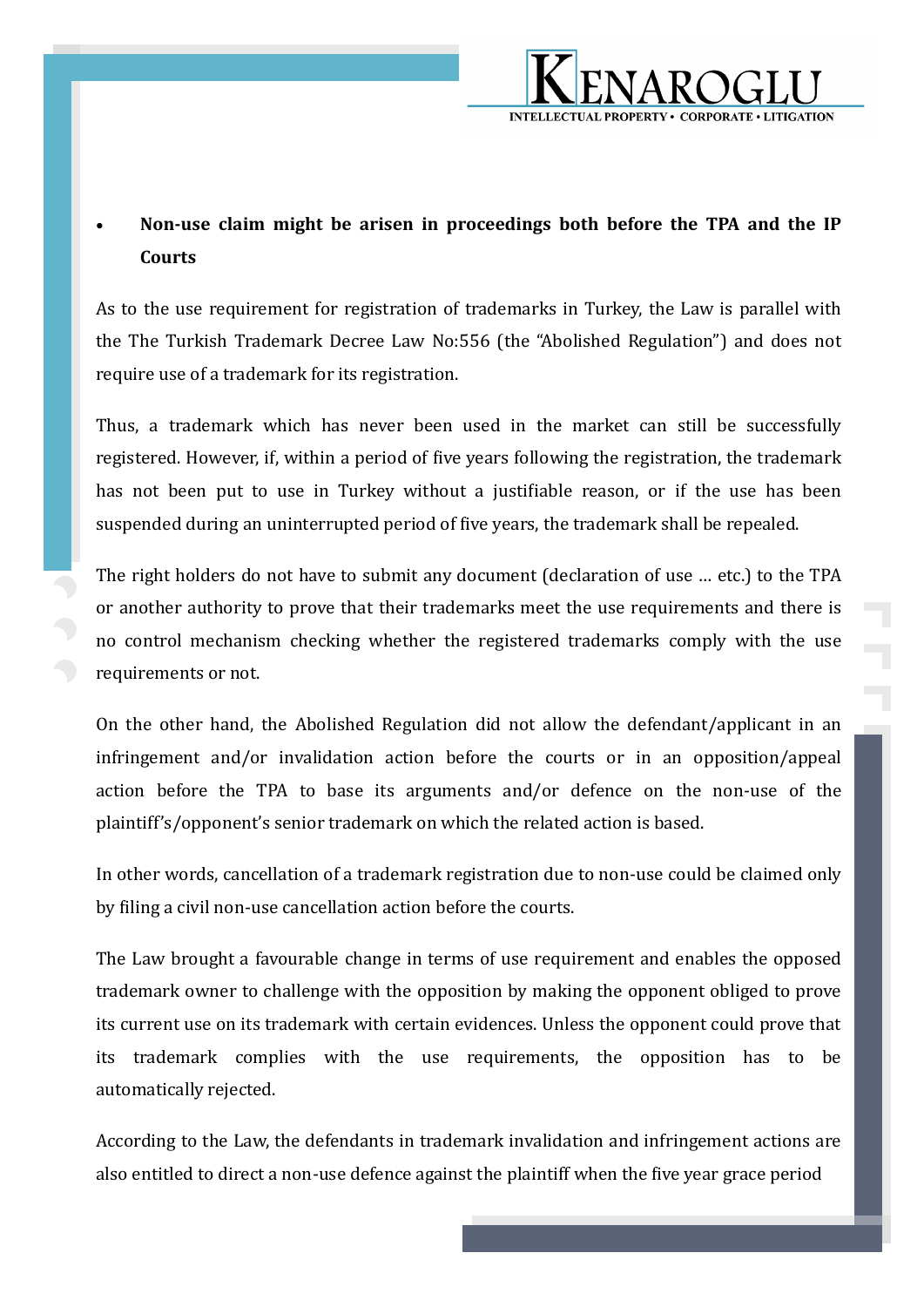- **Non-use claim might be arisen in proceedings both before the TPA and the IP Courts**

As to the use requirement for registration of trademarks in Turkey, the Law is parallel with the The Turkish Trademark Decree Law No:556 (the "Abolished Regulation") and does not require use of a trademark for its registration.

Thus, a trademark which has never been used in the market can still be successfully registered. However, if, within a period of five years following the registration, the trademark has not been put to use in Turkey without a justifiable reason, or if the use has been suspended during an uninterrupted period of five years, the trademark shall be repealed.

The right holders do not have to submit any document (declaration of use … etc.) to the TPA or another authority to prove that their trademarks meet the use requirements and there is no control mechanism checking whether the registered trademarks comply with the use requirements or not.

On the other hand, the Abolished Regulation did not allow the defendant/applicant in an infringement and/or invalidation action before the courts or in an opposition/appeal action before the TPA to base its arguments and/or defence on the non-use of the plaintiff's/opponent's senior trademark on which the related action is based.

In other words, cancellation of a trademark registration due to non-use could be claimed only by filing a civil non-use cancellation action before the courts.

The Law brought a favourable change in terms of use requirement and enables the opposed trademark owner to challenge with the opposition by making the opponent obliged to prove its current use on its trademark with certain evidences. Unless the opponent could prove that its trademark complies with the use requirements, the opposition has to be automatically rejected.

According to the Law, the defendants in trademark invalidation and infringement actions are also entitled to direct a non-use defence against the plaintiff when the five year grace period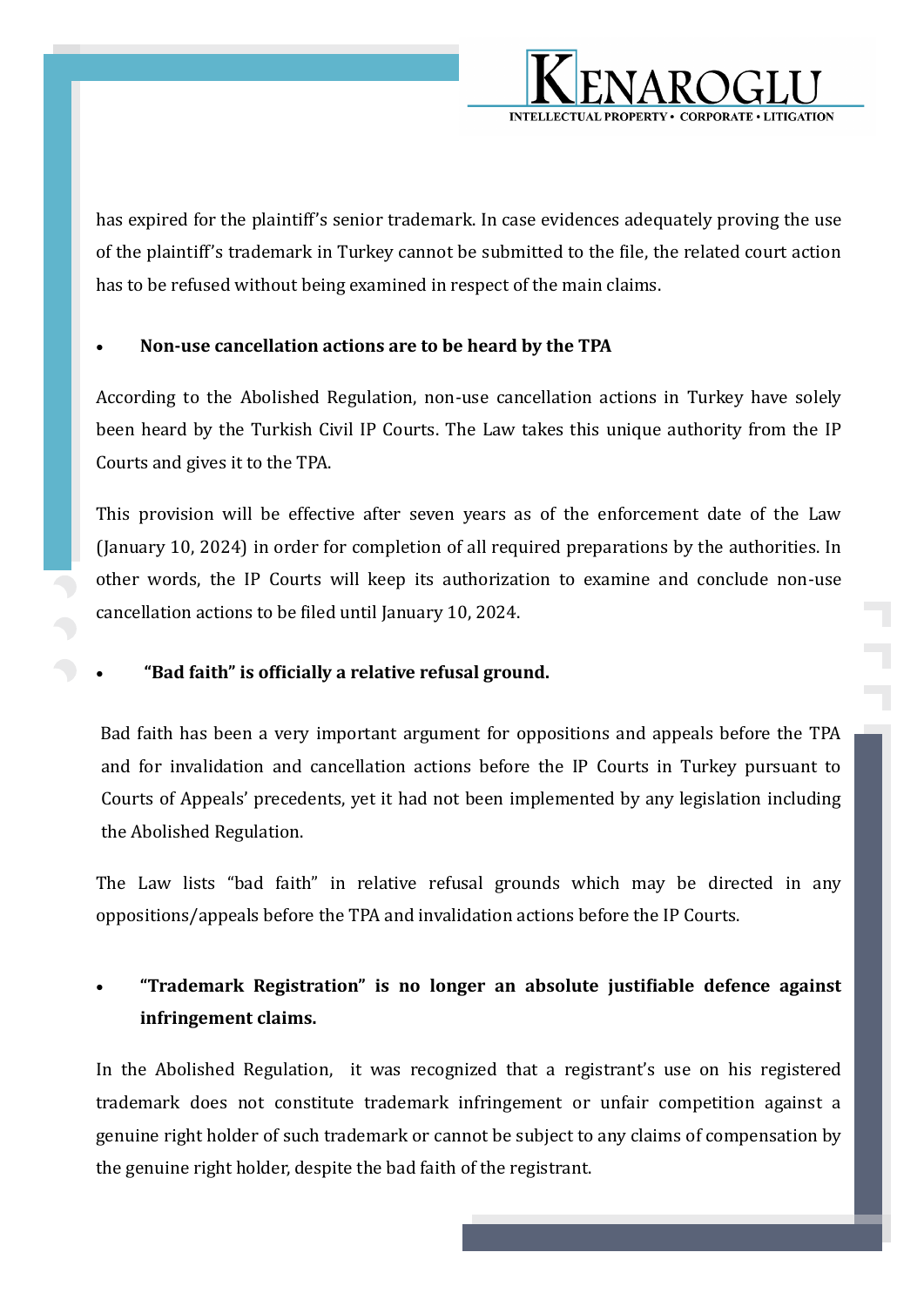has expired for the plaintiff's senior trademark. In case evidences adequately proving the use of the plaintiff's trademark in Turkey cannot be submitted to the file, the related court action has to be refused without being examined in respect of the main claims.

- **Non-use cancellation actions are to be heard by the TPA**

According to the Abolished Regulation, non-use cancellation actions in Turkey have solely been heard by the Turkish Civil IP Courts. The Law takes this unique authority from the IP Courts and gives it to the TPA.

This provision will be effective after seven years as of the enforcement date of the Law (January 10, 2024) in order for completion of all required preparations by the authorities. In other words, the IP Courts will keep its authorization to examine and conclude non-use cancellation actions to be filed until January 10, 2024.

- **"Bad faith" is officially a relative refusal ground.**

Bad faith has been a very important argument for oppositions and appeals before the TPA and for invalidation and cancellation actions before the IP Courts in Turkey pursuant to Courts of Appeals' precedents, yet it had not been implemented by any legislation including the Abolished Regulation.

The Law lists "bad faith" in relative refusal grounds which may be directed in any oppositions/appeals before the TPA and invalidation actions before the IP Courts.

- **"Trademark Registration" is no longer an absolute justifiable defence against infringement claims.**

In the Abolished Regulation, it was recognized that a registrant's use on his registered trademark does not constitute trademark infringement or unfair competition against a genuine right holder of such trademark or cannot be subject to any claims of compensation by the genuine right holder, despite the bad faith of the registrant.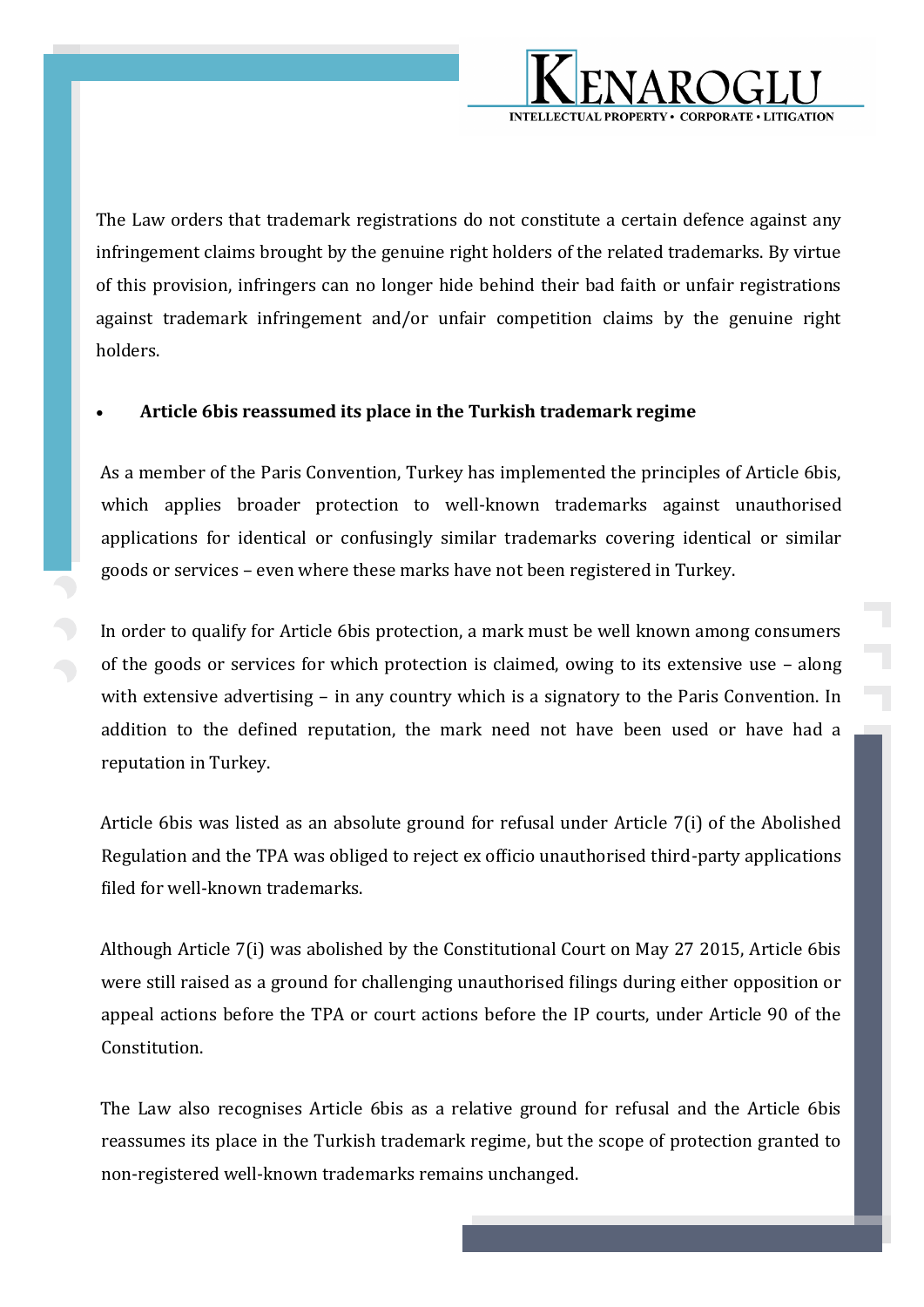The Law orders that trademark registrations do not constitute a certain defence against any infringement claims brought by the genuine right holders of the related trademarks. By virtue of this provision, infringers can no longer hide behind their bad faith or unfair registrations against trademark infringement and/or unfair competition claims by the genuine right holders.

- **Article 6bis reassumed its place in the Turkish trademark regime**

As a member of the Paris Convention, Turkey has implemented the principles of Article 6bis, which applies broader protection to well-known trademarks against unauthorised applications for identical or confusingly similar trademarks covering identical or similar goods or services – even where these marks have not been registered in Turkey.

In order to qualify for Article 6bis protection, a mark must be well known among consumers of the goods or services for which protection is claimed, owing to its extensive use – along with extensive advertising – in any country which is a signatory to the Paris Convention. In addition to the defined reputation, the mark need not have been used or have had a reputation in Turkey.

Article 6bis was listed as an absolute ground for refusal under Article 7(i) of the Abolished Regulation and the TPA was obliged to reject ex officio unauthorised third-party applications filed for well-known trademarks.

Although Article 7(i) was abolished by the Constitutional Court on May 27 2015, Article 6bis were still raised as a ground for challenging unauthorised filings during either opposition or appeal actions before the TPA or court actions before the IP courts, under Article 90 of the Constitution.

The Law also recognises Article 6bis as a relative ground for refusal and the Article 6bis reassumes its place in the Turkish trademark regime, but the scope of protection granted to non-registered well-known trademarks remains unchanged.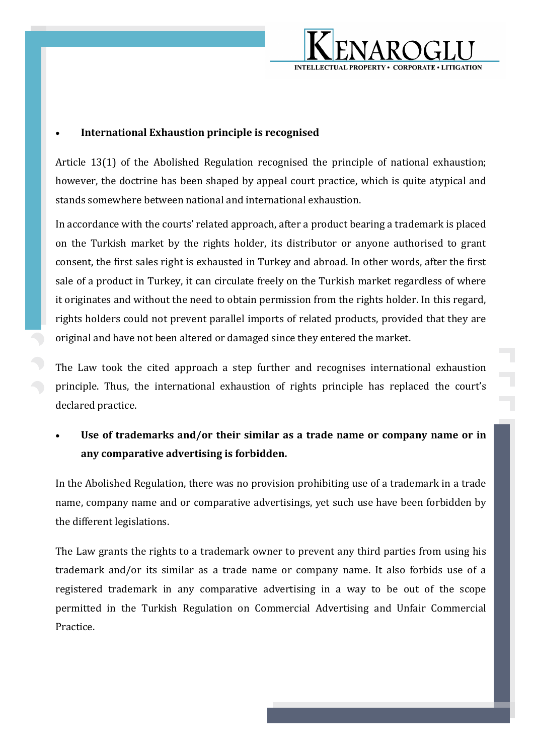- **International Exhaustion principle is recognised**

Article 13(1) of the Abolished Regulation recognised the principle of national exhaustion; however, the doctrine has been shaped by appeal court practice, which is quite atypical and stands somewhere between national and international exhaustion.

In accordance with the courts' related approach, after a product bearing a trademark is placed on the Turkish market by the rights holder, its distributor or anyone authorised to grant consent, the first sales right is exhausted in Turkey and abroad. In other words, after the first sale of a product in Turkey, it can circulate freely on the Turkish market regardless of where it originates and without the need to obtain permission from the rights holder. In this regard, rights holders could not prevent parallel imports of related products, provided that they are original and have not been altered or damaged since they entered the market.

The Law took the cited approach a step further and recognises international exhaustion principle. Thus, the international exhaustion of rights principle has replaced the court's declared practice.

- **Use of trademarks and/or their similar as a trade name or company name or in any comparative advertising is forbidden.**

In the Abolished Regulation, there was no provision prohibiting use of a trademark in a trade name, company name and or comparative advertisings, yet such use have been forbidden by the different legislations.

The Law grants the rights to a trademark owner to prevent any third parties from using his trademark and/or its similar as a trade name or company name. It also forbids use of a registered trademark in any comparative advertising in a way to be out of the scope permitted in the Turkish Regulation on Commercial Advertising and Unfair Commercial Practice.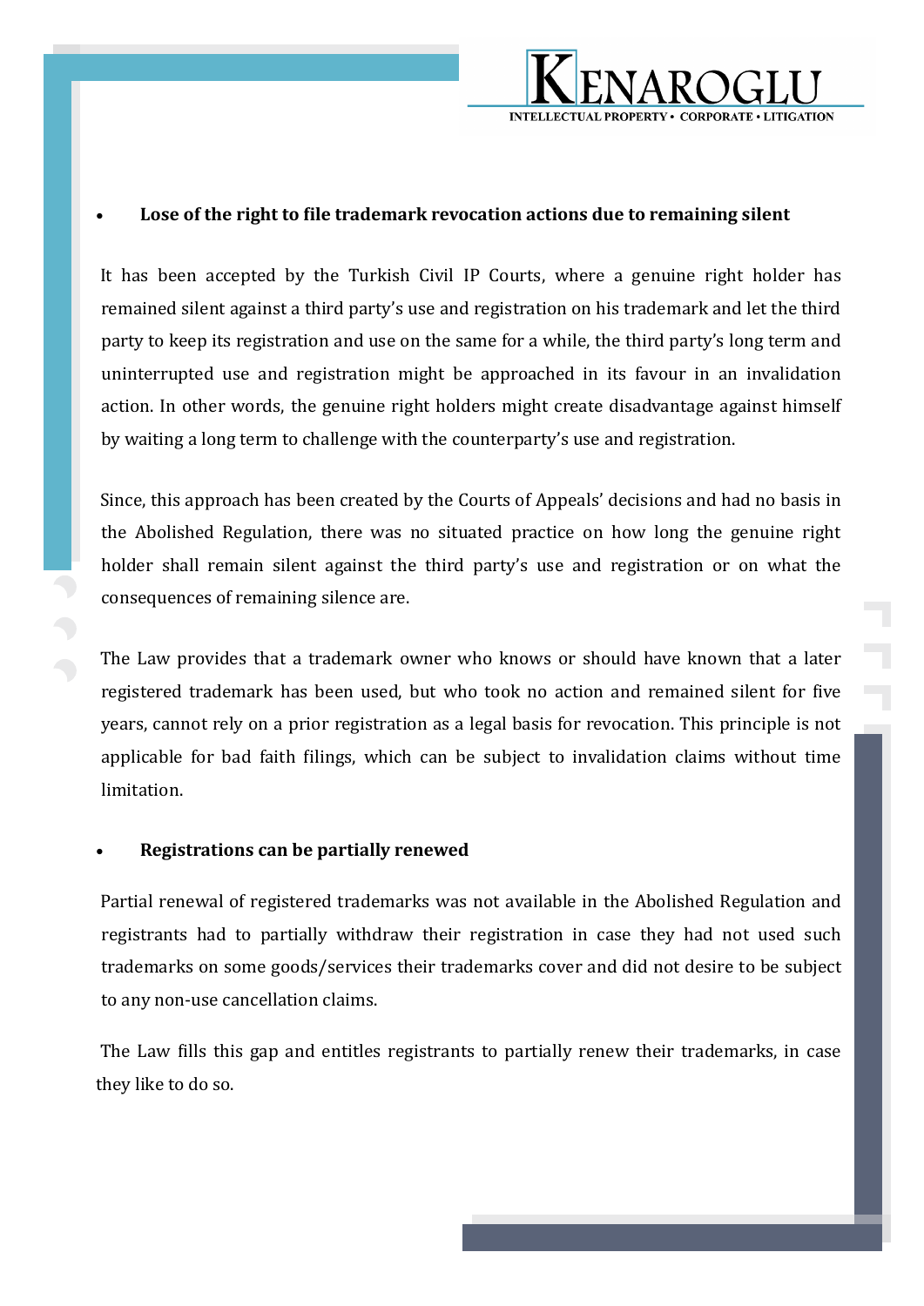- **Lose of the right to file trademark revocation actions due to remaining silent**

It has been accepted by the Turkish Civil IP Courts, where a genuine right holder has remained silent against a third party's use and registration on his trademark and let the third party to keep its registration and use on the same for a while, the third party's long term and uninterrupted use and registration might be approached in its favour in an invalidation action. In other words, the genuine right holders might create disadvantage against himself by waiting a long term to challenge with the counterparty's use and registration.

Since, this approach has been created by the Courts of Appeals' decisions and had no basis in the Abolished Regulation, there was no situated practice on how long the genuine right holder shall remain silent against the third party's use and registration or on what the consequences of remaining silence are.

The Law provides that a trademark owner who knows or should have known that a later registered trademark has been used, but who took no action and remained silent for five years, cannot rely on a prior registration as a legal basis for revocation. This principle is not applicable for bad faith filings, which can be subject to invalidation claims without time limitation.

- **Registrations can be partially renewed**

Partial renewal of registered trademarks was not available in the Abolished Regulation and registrants had to partially withdraw their registration in case they had not used such trademarks on some goods/services their trademarks cover and did not desire to be subject to any non-use cancellation claims.

The Law fills this gap and entitles registrants to partially renew their trademarks, in case they like to do so.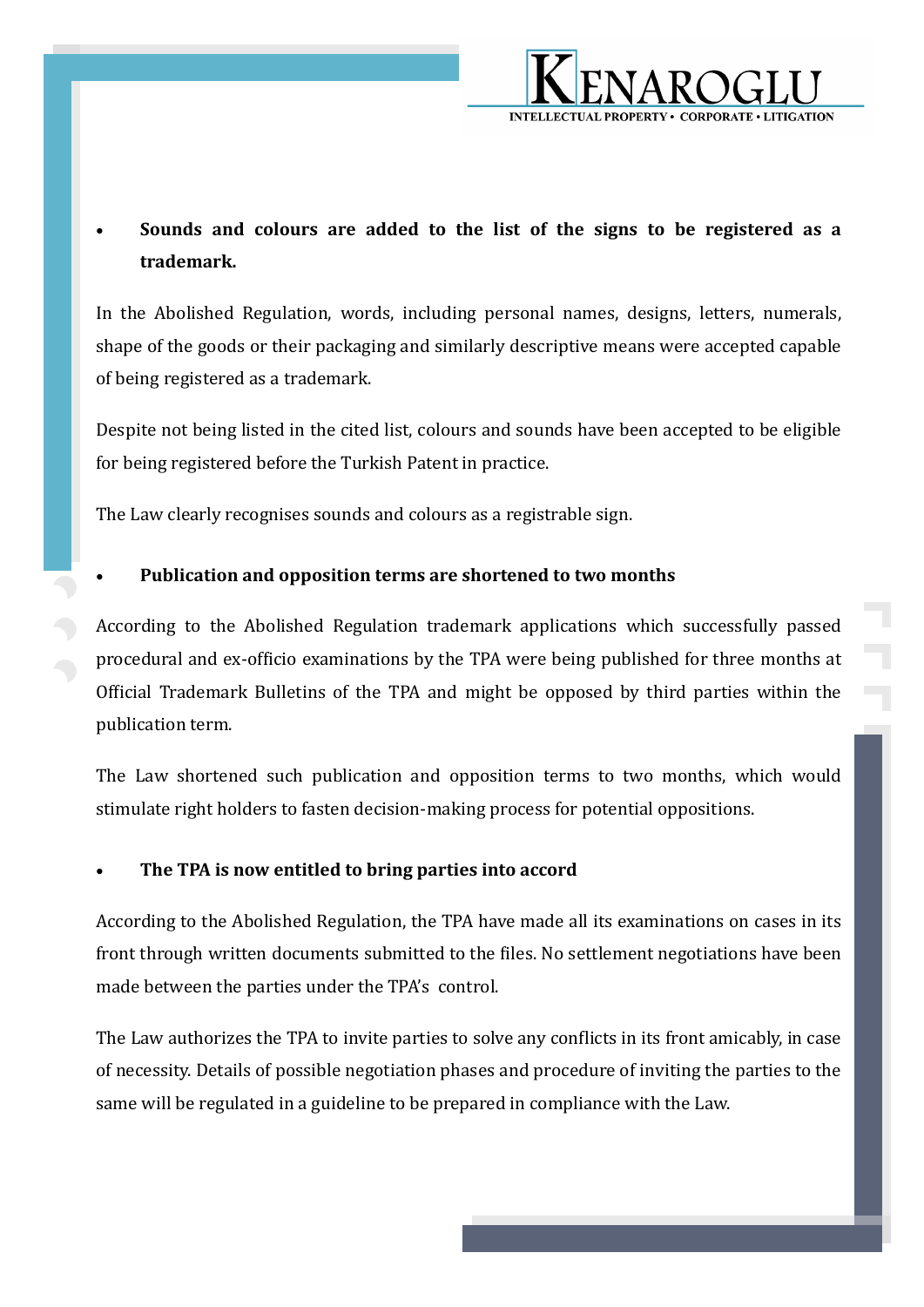- **Sounds and colours are added to the list of the signs to be registered as a trademark.**

In the Abolished Regulation, words, including personal names, designs, letters, numerals, shape of the goods or their packaging and similarly descriptive means were accepted capable of being registered as a trademark.

Despite not being listed in the cited list, colours and sounds have been accepted to be eligible for being registered before the Turkish Patent in practice.

The Law clearly recognises sounds and colours as a registrable sign.

- **Publication and opposition terms are shortened to two months**

According to the Abolished Regulation trademark applications which successfully passed procedural and ex-officio examinations by the TPA were being published for three months at Official Trademark Bulletins of the TPA and might be opposed by third parties within the publication term.

The Law shortened such publication and opposition terms to two months, which would stimulate right holders to fasten decision-making process for potential oppositions.

- **The TPA is now entitled to bring parties into accord**

According to the Abolished Regulation, the TPA have made all its examinations on cases in its front through written documents submitted to the files. No settlement negotiations have been made between the parties under the TPA's control.

The Law authorizes the TPA to invite parties to solve any conflicts in its front amicably, in case of necessity. Details of possible negotiation phases and procedure of inviting the parties to the same will be regulated in a guideline to be prepared in compliance with the Law.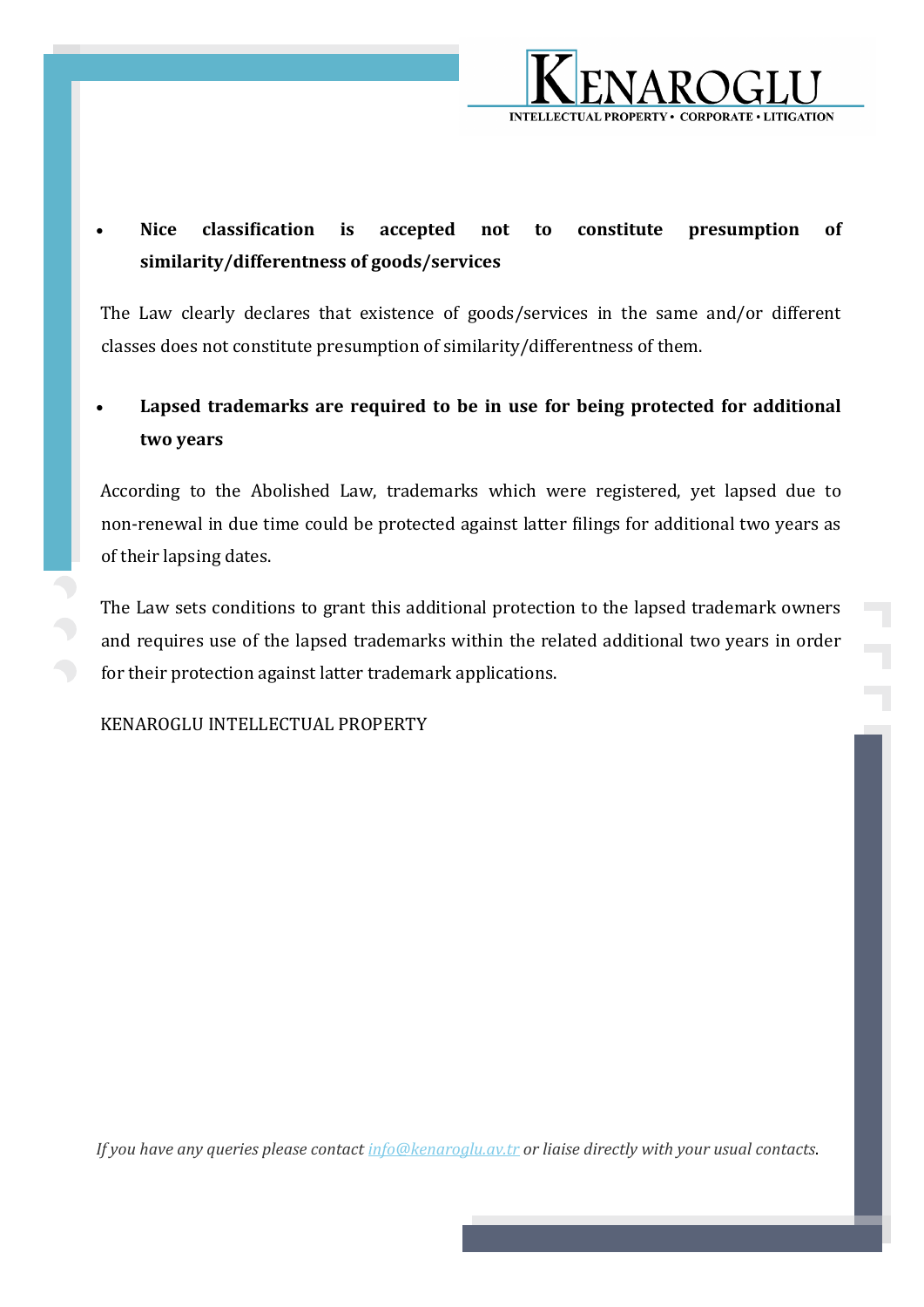- **Nice classification is accepted not to constitute presumption of similarity/differentness of goods/services**

The Law clearly declares that existence of goods/services in the same and/or different classes does not constitute presumption of similarity/differentness of them.

- **Lapsed trademarks are required to be in use for being protected for additional two years**

According to the Abolished Law, trademarks which were registered, yet lapsed due to non-renewal in due time could be protected against latter filings for additional two years as of their lapsing dates.

The Law sets conditions to grant this additional protection to the lapsed trademark owners and requires use of the lapsed trademarks within the related additional two years in order for their protection against latter trademark applications.

KENAROGLU INTELLECTUAL PROPERTY

*If you have any queries please contact [info@kenaroglu.av.tr](mailto:info@kenaroglu.av.tr) or liaise directly with your usual contacts.*